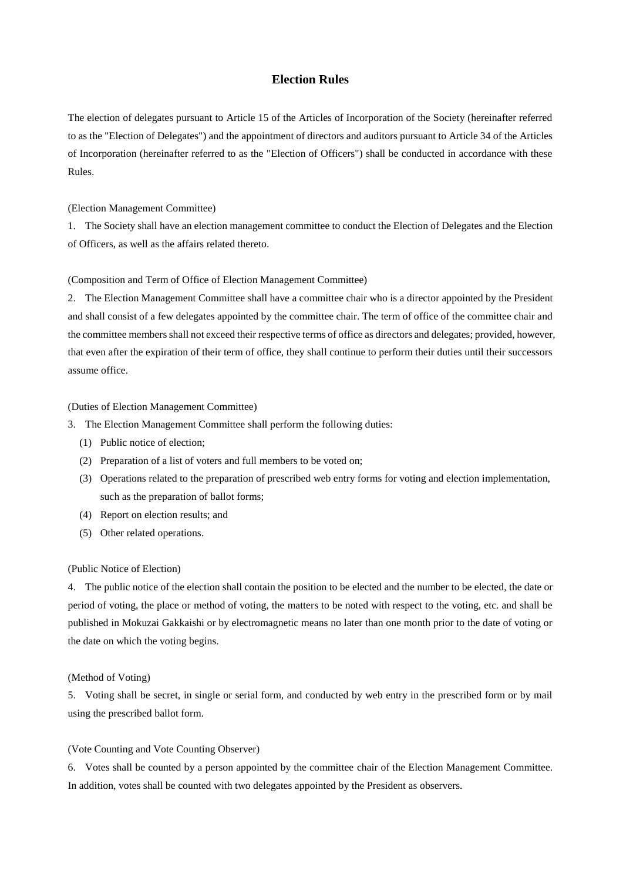# Election Rules

The election of delegates pursuant to Article 15 of the Articles of Incorporation of the Society (hereinafter referred to as the "Election of Delegates") and the appointment of directors and auditors pursuant to Article 34 of the Articles of Incorporation (hereinafter referred to as the "Election of Officers") shall be conducted in accordance with these Rules.

(Election Management Committee)

1. The Society shall have an election management committee to conduct the Election of Delegates and the Election of Officers, as well as the affairs related thereto.

(Composition and Term of Office of Election Management Committee)

2. The Election Management Committee shall have a committee chair who is a director appointed by the President and shall consist of a few delegates appointed by the committee chair. The term of office of the committee chair and the committee members shall not exceed their respective terms of office as directors and delegates; provided, however, that even after the expiration of their term of office, they shall continue to perform their duties until their successors assume office.

(Duties of Election Management Committee)

3. The Election Management Committee shall perform the following duties:

   (1) Public notice of election;
   (2) Preparation of a list of voters and full members to be voted on;
   (3) Operations related to the preparation of prescribed web entry forms for voting and election implementation, such as the preparation of ballot forms;
   (4) Report on election results; and
   (5) Other related operations.

(Public Notice of Election)

4. The public notice of the election shall contain the position to be elected and the number to be elected, the date or period of voting, the place or method of voting, the matters to be noted with respect to the voting, etc. and shall be published in Mokuzai Gakkaishi or by electromagnetic means no later than one month prior to the date of voting or the date on which the voting begins.

(Method of Voting)

5. Voting shall be secret, in single or serial form, and conducted by web entry in the prescribed form or by mail using the prescribed ballot form.

(Vote Counting and Vote Counting Observer)

6. Votes shall be counted by a person appointed by the committee chair of the Election Management Committee. In addition, votes shall be counted with two delegates appointed by the President as observers.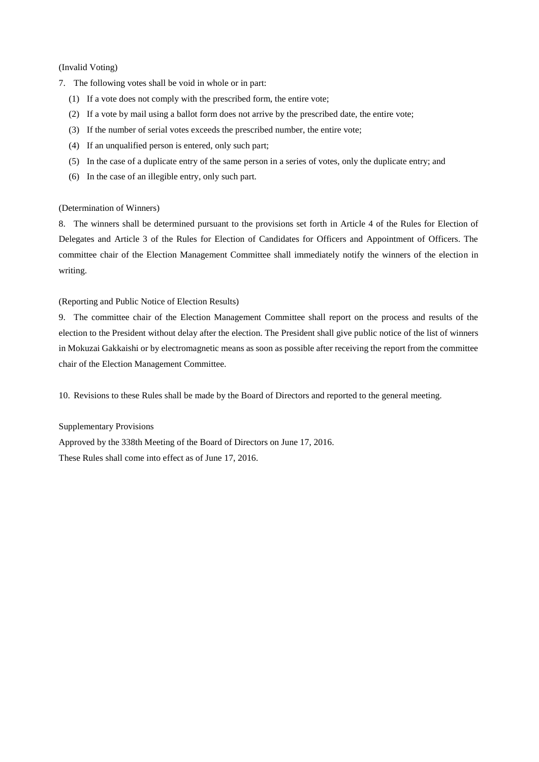(Invalid Voting)

7. The following votes shall be void in whole or in part:
   (1) If a vote does not comply with the prescribed form, the entire vote;
   (2) If a vote by mail using a ballot form does not arrive by the prescribed date, the entire vote;
   (3) If the number of serial votes exceeds the prescribed number, the entire vote;
   (4) If an unqualified person is entered, only such part;
   (5) In the case of a duplicate entry of the same person in a series of votes, only the duplicate entry; and
   (6) In the case of an illegible entry, only such part.

(Determination of Winners)

8. The winners shall be determined pursuant to the provisions set forth in Article 4 of the Rules for Election of Delegates and Article 3 of the Rules for Election of Candidates for Officers and Appointment of Officers. The committee chair of the Election Management Committee shall immediately notify the winners of the election in writing.

(Reporting and Public Notice of Election Results)

9. The committee chair of the Election Management Committee shall report on the process and results of the election to the President without delay after the election. The President shall give public notice of the list of winners in Mokuzai Gakkaishi or by electromagnetic means as soon as possible after receiving the report from the committee chair of the Election Management Committee.

10. Revisions to these Rules shall be made by the Board of Directors and reported to the general meeting.

Supplementary Provisions

Approved by the 338th Meeting of the Board of Directors on June 17, 2016.

These Rules shall come into effect as of June 17, 2016.